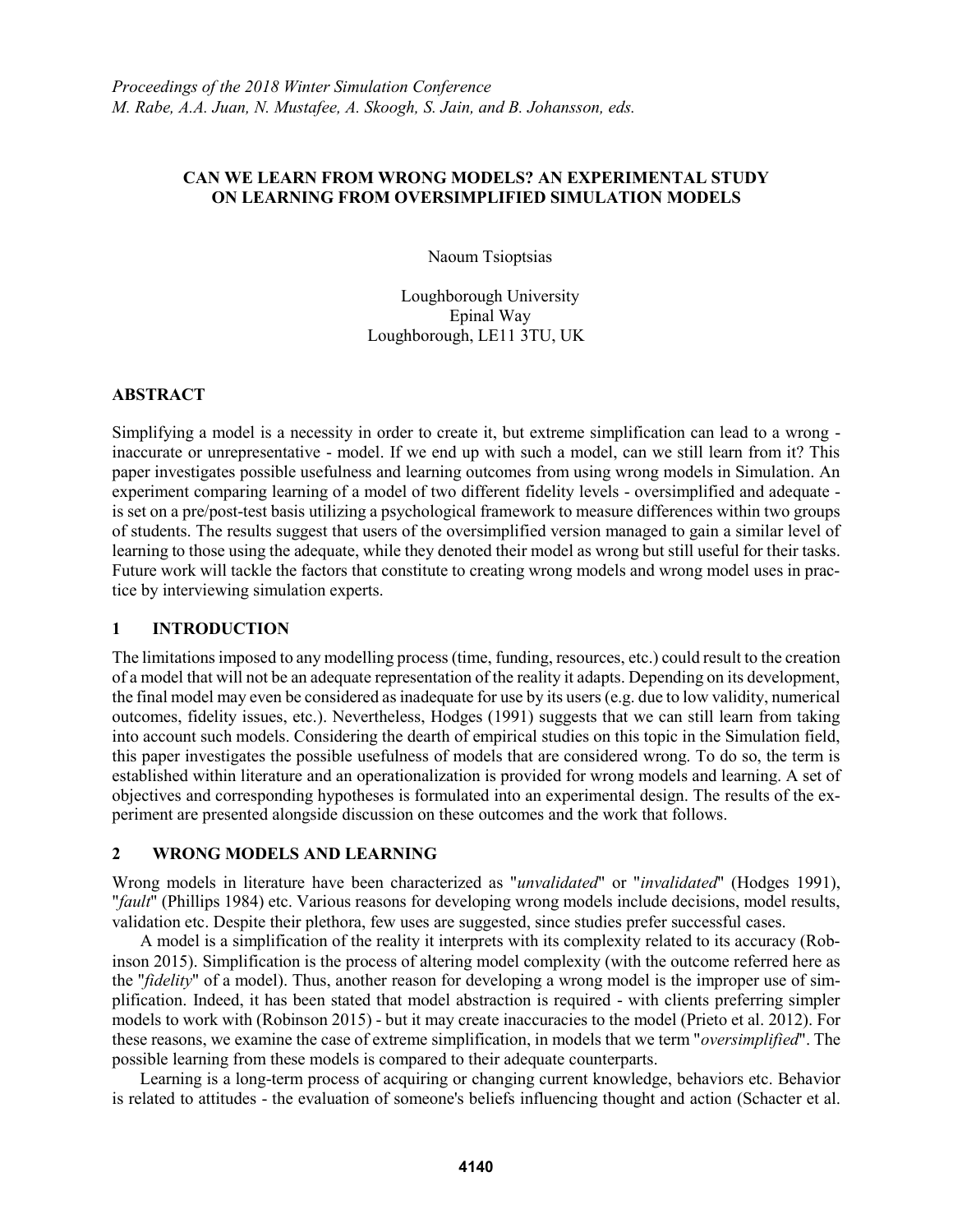*Proceedings of the 2018 Winter Simulation Conference*
*M. Rabe, A.A. Juan, N. Mustafee, A. Skoogh, S. Jain, and B. Johansson, eds.*

# CAN WE LEARN FROM WRONG MODELS? AN EXPERIMENTAL STUDY ON LEARNING FROM OVERSIMPLIFIED SIMULATION MODELS

Naoum Tsioptsias

Loughborough University
Epinal Way
Loughborough, LE11 3TU, UK

## ABSTRACT

Simplifying a model is a necessity in order to create it, but extreme simplification can lead to a wrong - inaccurate or unrepresentative - model. If we end up with such a model, can we still learn from it? This paper investigates possible usefulness and learning outcomes from using wrong models in Simulation. An experiment comparing learning of a model of two different fidelity levels - oversimplified and adequate - is set on a pre/post-test basis utilizing a psychological framework to measure differences within two groups of students. The results suggest that users of the oversimplified version managed to gain a similar level of learning to those using the adequate, while they denoted their model as wrong but still useful for their tasks. Future work will tackle the factors that constitute to creating wrong models and wrong model uses in practice by interviewing simulation experts.

## 1 INTRODUCTION

The limitations imposed to any modelling process (time, funding, resources, etc.) could result to the creation of a model that will not be an adequate representation of the reality it adapts. Depending on its development, the final model may even be considered as inadequate for use by its users (e.g. due to low validity, numerical outcomes, fidelity issues, etc.). Nevertheless, Hodges (1991) suggests that we can still learn from taking into account such models. Considering the dearth of empirical studies on this topic in the Simulation field, this paper investigates the possible usefulness of models that are considered wrong. To do so, the term is established within literature and an operationalization is provided for wrong models and learning. A set of objectives and corresponding hypotheses is formulated into an experimental design. The results of the experiment are presented alongside discussion on these outcomes and the work that follows.

## 2 WRONG MODELS AND LEARNING

Wrong models in literature have been characterized as "*unvalidated*" or "*invalidated*" (Hodges 1991), "*fault*" (Phillips 1984) etc. Various reasons for developing wrong models include decisions, model results, validation etc. Despite their plethora, few uses are suggested, since studies prefer successful cases.

A model is a simplification of the reality it interprets with its complexity related to its accuracy (Robinson 2015). Simplification is the process of altering model complexity (with the outcome referred here as the "*fidelity*" of a model). Thus, another reason for developing a wrong model is the improper use of simplification. Indeed, it has been stated that model abstraction is required - with clients preferring simpler models to work with (Robinson 2015) - but it may create inaccuracies to the model (Prieto et al. 2012). For these reasons, we examine the case of extreme simplification, in models that we term "*oversimplified*". The possible learning from these models is compared to their adequate counterparts.

Learning is a long-term process of acquiring or changing current knowledge, behaviors etc. Behavior is related to attitudes - the evaluation of someone's beliefs influencing thought and action (Schacter et al.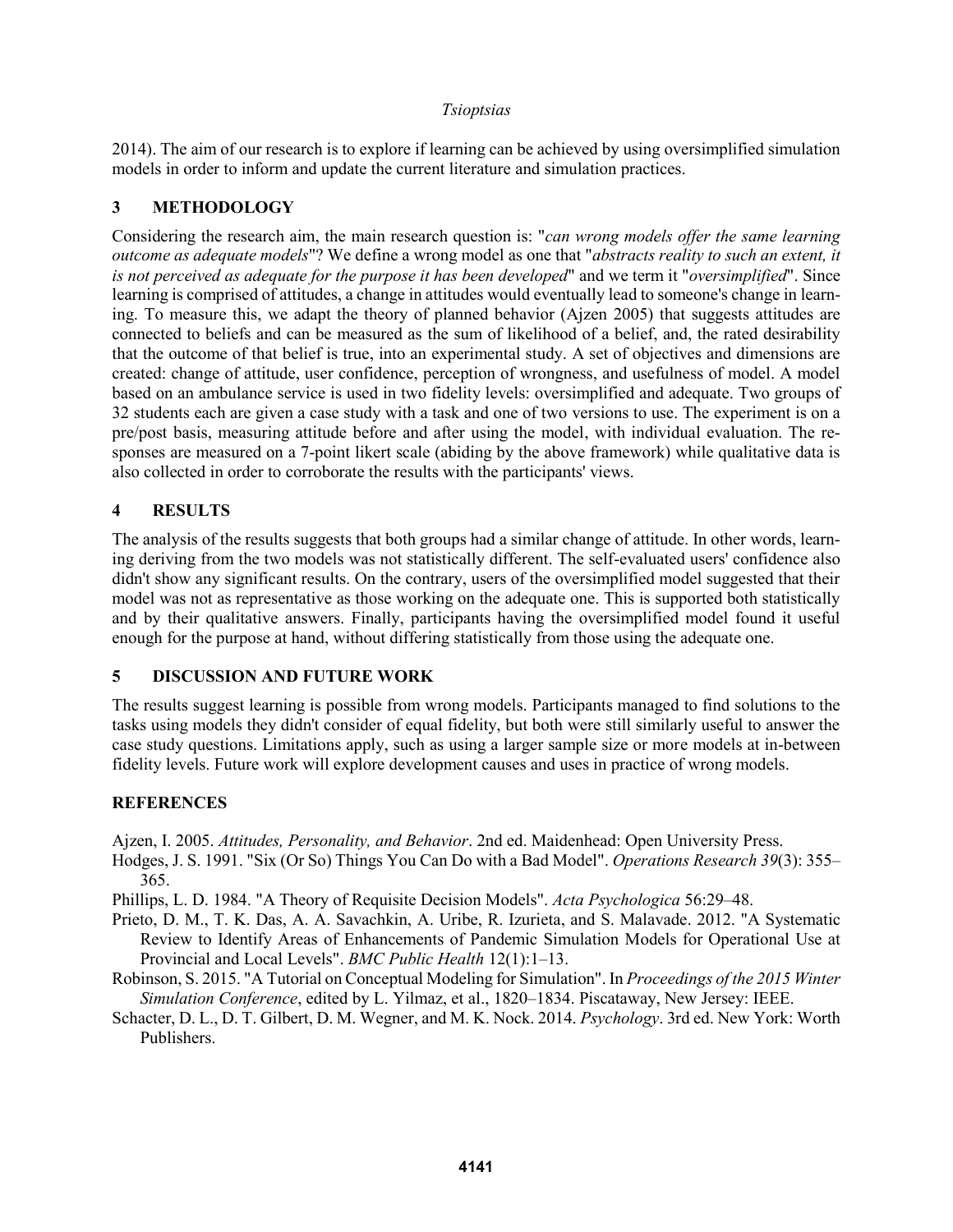2014). The aim of our research is to explore if learning can be achieved by using oversimplified simulation models in order to inform and update the current literature and simulation practices.

## 3 METHODOLOGY

Considering the research aim, the main research question is: "*can wrong models offer the same learning outcome as adequate models*"? We define a wrong model as one that "*abstracts reality to such an extent, it is not perceived as adequate for the purpose it has been developed*" and we term it "*oversimplified*". Since learning is comprised of attitudes, a change in attitudes would eventually lead to someone's change in learning. To measure this, we adapt the theory of planned behavior (Ajzen 2005) that suggests attitudes are connected to beliefs and can be measured as the sum of likelihood of a belief, and, the rated desirability that the outcome of that belief is true, into an experimental study. A set of objectives and dimensions are created: change of attitude, user confidence, perception of wrongness, and usefulness of model. A model based on an ambulance service is used in two fidelity levels: oversimplified and adequate. Two groups of 32 students each are given a case study with a task and one of two versions to use. The experiment is on a pre/post basis, measuring attitude before and after using the model, with individual evaluation. The responses are measured on a 7-point likert scale (abiding by the above framework) while qualitative data is also collected in order to corroborate the results with the participants' views.

## 4 RESULTS

The analysis of the results suggests that both groups had a similar change of attitude. In other words, learning deriving from the two models was not statistically different. The self-evaluated users' confidence also didn't show any significant results. On the contrary, users of the oversimplified model suggested that their model was not as representative as those working on the adequate one. This is supported both statistically and by their qualitative answers. Finally, participants having the oversimplified model found it useful enough for the purpose at hand, without differing statistically from those using the adequate one.

## 5 DISCUSSION AND FUTURE WORK

The results suggest learning is possible from wrong models. Participants managed to find solutions to the tasks using models they didn't consider of equal fidelity, but both were still similarly useful to answer the case study questions. Limitations apply, such as using a larger sample size or more models at in-between fidelity levels. Future work will explore development causes and uses in practice of wrong models.

## REFERENCES

Ajzen, I. 2005. *Attitudes, Personality, and Behavior*. 2nd ed. Maidenhead: Open University Press.

Hodges, J. S. 1991. "Six (Or So) Things You Can Do with a Bad Model". *Operations Research 39*(3): 355–365.

Phillips, L. D. 1984. "A Theory of Requisite Decision Models". *Acta Psychologica* 56:29–48.

Prieto, D. M., T. K. Das, A. A. Savachkin, A. Uribe, R. Izurieta, and S. Malavade. 2012. "A Systematic Review to Identify Areas of Enhancements of Pandemic Simulation Models for Operational Use at Provincial and Local Levels". *BMC Public Health* 12(1):1–13.

Robinson, S. 2015. "A Tutorial on Conceptual Modeling for Simulation". In *Proceedings of the 2015 Winter Simulation Conference*, edited by L. Yilmaz, et al., 1820–1834. Piscataway, New Jersey: IEEE.

Schacter, D. L., D. T. Gilbert, D. M. Wegner, and M. K. Nock. 2014. *Psychology*. 3rd ed. New York: Worth Publishers.